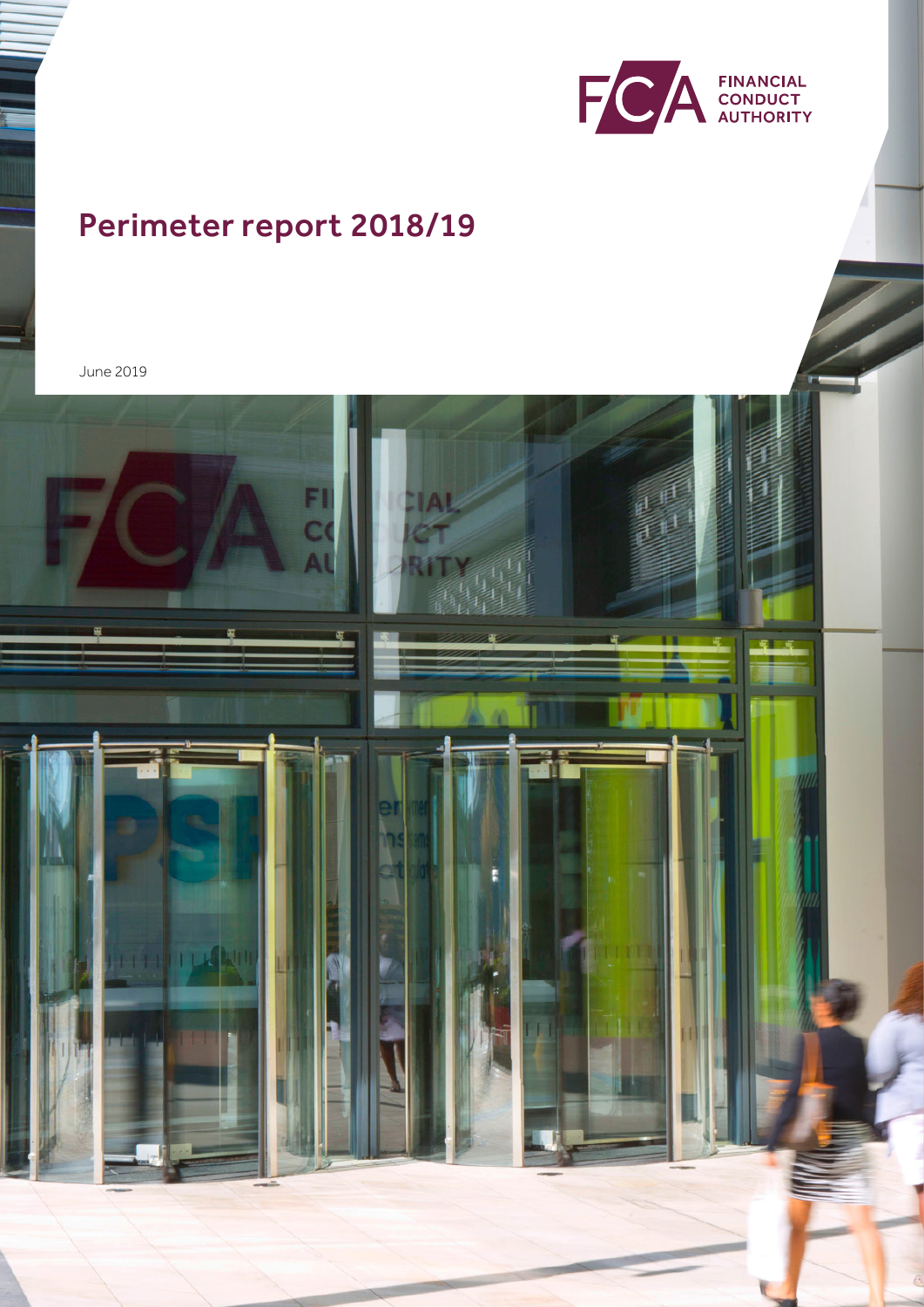FCA FINANCIAL CONDUCT AUTHORITY

# Perimeter report 2018/19

June 2019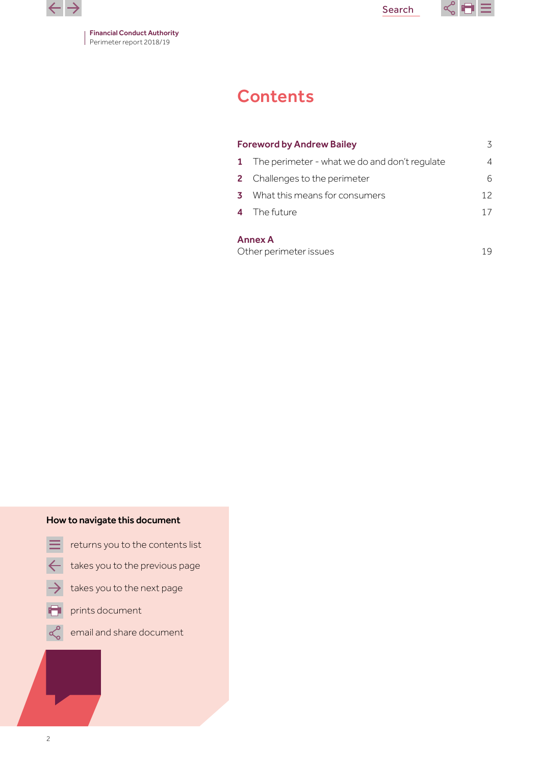# Contents

| | | |
|---|---|---|
| **Foreword by Andrew Bailey** | | 3 |
| **1** | The perimeter - what we do and don't regulate | 4 |
| **2** | Challenges to the perimeter | 6 |
| **3** | What this means for consumers | 12 |
| **4** | The future | 17 |

**Annex A**
Other perimeter issues 19

**How to navigate this document**

- returns you to the contents list
- takes you to the previous page
- takes you to the next page
- prints document
- email and share document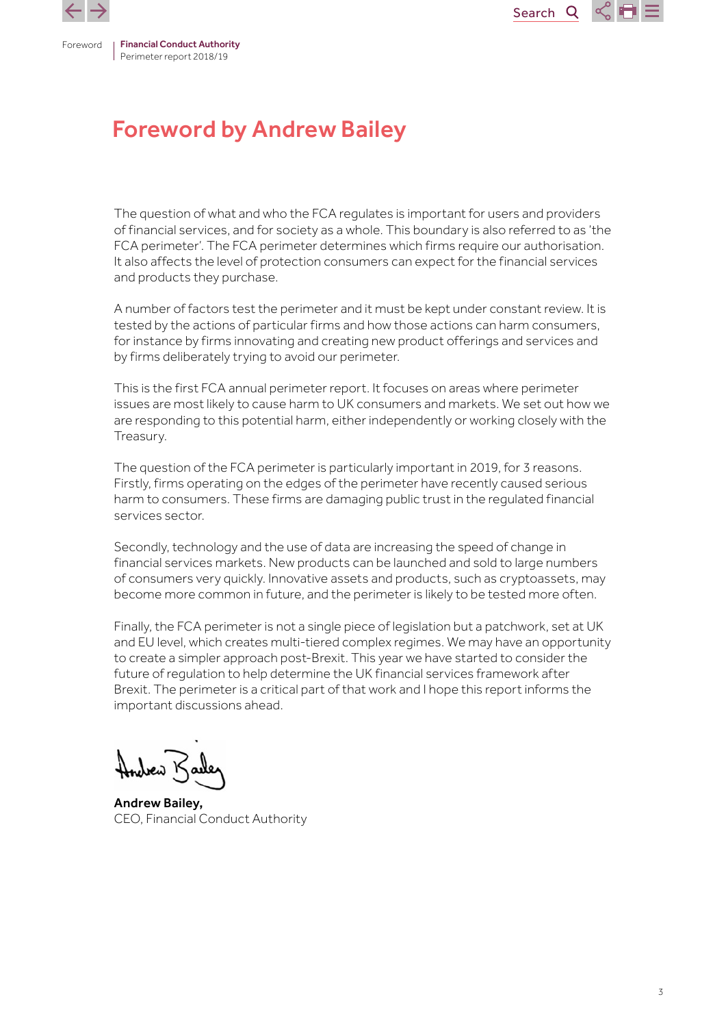# Foreword by Andrew Bailey

The question of what and who the FCA regulates is important for users and providers of financial services, and for society as a whole. This boundary is also referred to as 'the FCA perimeter'. The FCA perimeter determines which firms require our authorisation. It also affects the level of protection consumers can expect for the financial services and products they purchase.

A number of factors test the perimeter and it must be kept under constant review. It is tested by the actions of particular firms and how those actions can harm consumers, for instance by firms innovating and creating new product offerings and services and by firms deliberately trying to avoid our perimeter.

This is the first FCA annual perimeter report. It focuses on areas where perimeter issues are most likely to cause harm to UK consumers and markets. We set out how we are responding to this potential harm, either independently or working closely with the Treasury.

The question of the FCA perimeter is particularly important in 2019, for 3 reasons. Firstly, firms operating on the edges of the perimeter have recently caused serious harm to consumers. These firms are damaging public trust in the regulated financial services sector.

Secondly, technology and the use of data are increasing the speed of change in financial services markets. New products can be launched and sold to large numbers of consumers very quickly. Innovative assets and products, such as cryptoassets, may become more common in future, and the perimeter is likely to be tested more often.

Finally, the FCA perimeter is not a single piece of legislation but a patchwork, set at UK and EU level, which creates multi-tiered complex regimes. We may have an opportunity to create a simpler approach post-Brexit. This year we have started to consider the future of regulation to help determine the UK financial services framework after Brexit. The perimeter is a critical part of that work and I hope this report informs the important discussions ahead.

**Andrew Bailey,**
CEO, Financial Conduct Authority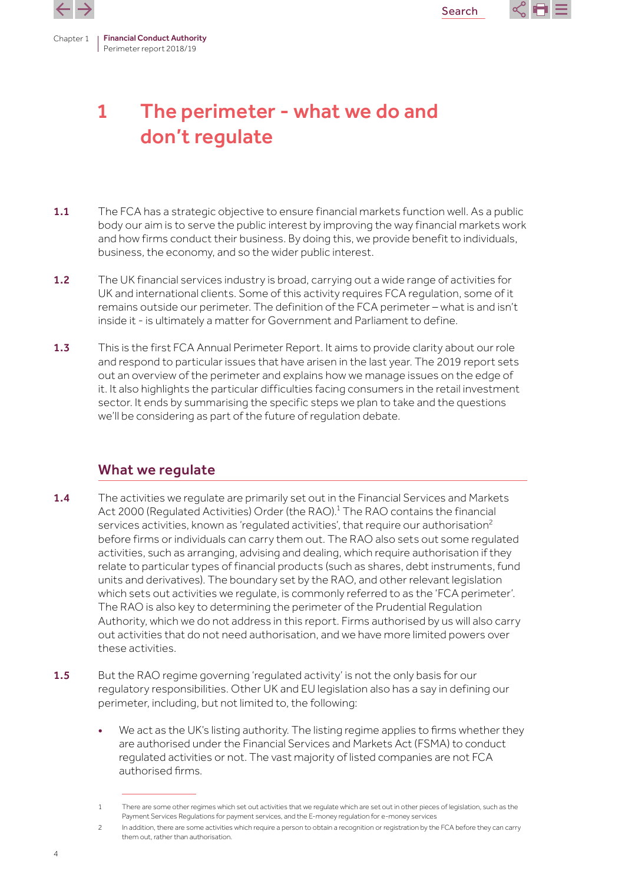# 1 The perimeter - what we do and don't regulate

**1.1** The FCA has a strategic objective to ensure financial markets function well. As a public body our aim is to serve the public interest by improving the way financial markets work and how firms conduct their business. By doing this, we provide benefit to individuals, business, the economy, and so the wider public interest.

**1.2** The UK financial services industry is broad, carrying out a wide range of activities for UK and international clients. Some of this activity requires FCA regulation, some of it remains outside our perimeter. The definition of the FCA perimeter – what is and isn't inside it - is ultimately a matter for Government and Parliament to define.

**1.3** This is the first FCA Annual Perimeter Report. It aims to provide clarity about our role and respond to particular issues that have arisen in the last year. The 2019 report sets out an overview of the perimeter and explains how we manage issues on the edge of it. It also highlights the particular difficulties facing consumers in the retail investment sector. It ends by summarising the specific steps we plan to take and the questions we'll be considering as part of the future of regulation debate.

## What we regulate

**1.4** The activities we regulate are primarily set out in the Financial Services and Markets Act 2000 (Regulated Activities) Order (the RAO).[1] The RAO contains the financial services activities, known as 'regulated activities', that require our authorisation[2] before firms or individuals can carry them out. The RAO also sets out some regulated activities, such as arranging, advising and dealing, which require authorisation if they relate to particular types of financial products (such as shares, debt instruments, fund units and derivatives). The boundary set by the RAO, and other relevant legislation which sets out activities we regulate, is commonly referred to as the 'FCA perimeter'. The RAO is also key to determining the perimeter of the Prudential Regulation Authority, which we do not address in this report. Firms authorised by us will also carry out activities that do not need authorisation, and we have more limited powers over these activities.

**1.5** But the RAO regime governing 'regulated activity' is not the only basis for our regulatory responsibilities. Other UK and EU legislation also has a say in defining our perimeter, including, but not limited to, the following:

- We act as the UK's listing authority. The listing regime applies to firms whether they are authorised under the Financial Services and Markets Act (FSMA) to conduct regulated activities or not. The vast majority of listed companies are not FCA authorised firms.

---

1 There are some other regimes which set out activities that we regulate which are set out in other pieces of legislation, such as the Payment Services Regulations for payment services, and the E-money regulation for e-money services

2 In addition, there are some activities which require a person to obtain a recognition or registration by the FCA before they can carry them out, rather than authorisation.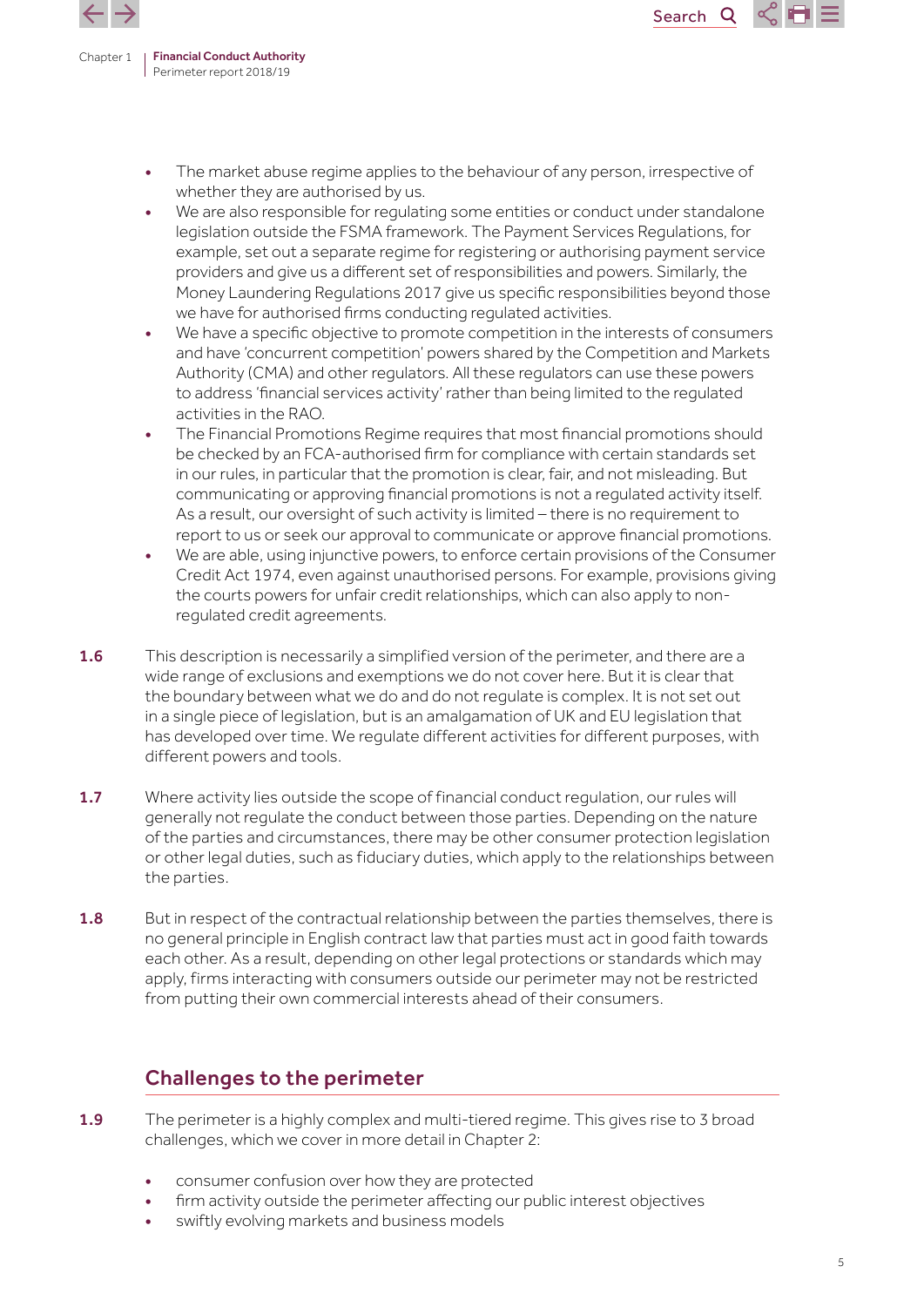- The market abuse regime applies to the behaviour of any person, irrespective of whether they are authorised by us.
- We are also responsible for regulating some entities or conduct under standalone legislation outside the FSMA framework. The Payment Services Regulations, for example, set out a separate regime for registering or authorising payment service providers and give us a different set of responsibilities and powers. Similarly, the Money Laundering Regulations 2017 give us specific responsibilities beyond those we have for authorised firms conducting regulated activities.
- We have a specific objective to promote competition in the interests of consumers and have 'concurrent competition' powers shared by the Competition and Markets Authority (CMA) and other regulators. All these regulators can use these powers to address 'financial services activity' rather than being limited to the regulated activities in the RAO.
- The Financial Promotions Regime requires that most financial promotions should be checked by an FCA-authorised firm for compliance with certain standards set in our rules, in particular that the promotion is clear, fair, and not misleading. But communicating or approving financial promotions is not a regulated activity itself. As a result, our oversight of such activity is limited – there is no requirement to report to us or seek our approval to communicate or approve financial promotions.
- We are able, using injunctive powers, to enforce certain provisions of the Consumer Credit Act 1974, even against unauthorised persons. For example, provisions giving the courts powers for unfair credit relationships, which can also apply to non-regulated credit agreements.

**1.6** This description is necessarily a simplified version of the perimeter, and there are a wide range of exclusions and exemptions we do not cover here. But it is clear that the boundary between what we do and do not regulate is complex. It is not set out in a single piece of legislation, but is an amalgamation of UK and EU legislation that has developed over time. We regulate different activities for different purposes, with different powers and tools.

**1.7** Where activity lies outside the scope of financial conduct regulation, our rules will generally not regulate the conduct between those parties. Depending on the nature of the parties and circumstances, there may be other consumer protection legislation or other legal duties, such as fiduciary duties, which apply to the relationships between the parties.

**1.8** But in respect of the contractual relationship between the parties themselves, there is no general principle in English contract law that parties must act in good faith towards each other. As a result, depending on other legal protections or standards which may apply, firms interacting with consumers outside our perimeter may not be restricted from putting their own commercial interests ahead of their consumers.

## Challenges to the perimeter

**1.9** The perimeter is a highly complex and multi-tiered regime. This gives rise to 3 broad challenges, which we cover in more detail in Chapter 2:

- consumer confusion over how they are protected
- firm activity outside the perimeter affecting our public interest objectives
- swiftly evolving markets and business models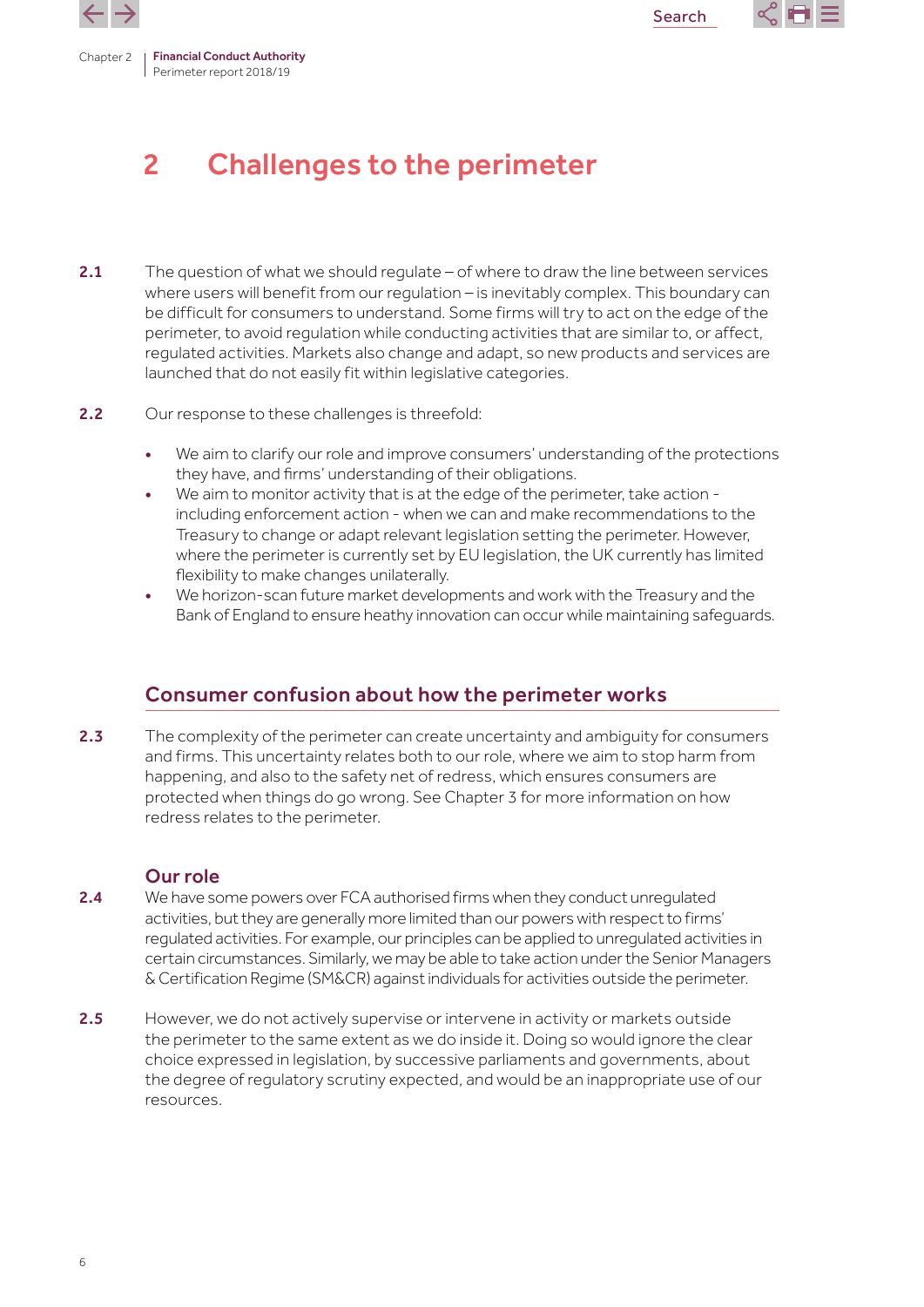# 2 Challenges to the perimeter

**2.1** The question of what we should regulate – of where to draw the line between services where users will benefit from our regulation – is inevitably complex. This boundary can be difficult for consumers to understand. Some firms will try to act on the edge of the perimeter, to avoid regulation while conducting activities that are similar to, or affect, regulated activities. Markets also change and adapt, so new products and services are launched that do not easily fit within legislative categories.

**2.2** Our response to these challenges is threefold:

- We aim to clarify our role and improve consumers' understanding of the protections they have, and firms' understanding of their obligations.
- We aim to monitor activity that is at the edge of the perimeter, take action - including enforcement action - when we can and make recommendations to the Treasury to change or adapt relevant legislation setting the perimeter. However, where the perimeter is currently set by EU legislation, the UK currently has limited flexibility to make changes unilaterally.
- We horizon-scan future market developments and work with the Treasury and the Bank of England to ensure heathy innovation can occur while maintaining safeguards.

## Consumer confusion about how the perimeter works

**2.3** The complexity of the perimeter can create uncertainty and ambiguity for consumers and firms. This uncertainty relates both to our role, where we aim to stop harm from happening, and also to the safety net of redress, which ensures consumers are protected when things do go wrong. See Chapter 3 for more information on how redress relates to the perimeter.

### Our role

**2.4** We have some powers over FCA authorised firms when they conduct unregulated activities, but they are generally more limited than our powers with respect to firms' regulated activities. For example, our principles can be applied to unregulated activities in certain circumstances. Similarly, we may be able to take action under the Senior Managers & Certification Regime (SM&CR) against individuals for activities outside the perimeter.

**2.5** However, we do not actively supervise or intervene in activity or markets outside the perimeter to the same extent as we do inside it. Doing so would ignore the clear choice expressed in legislation, by successive parliaments and governments, about the degree of regulatory scrutiny expected, and would be an inappropriate use of our resources.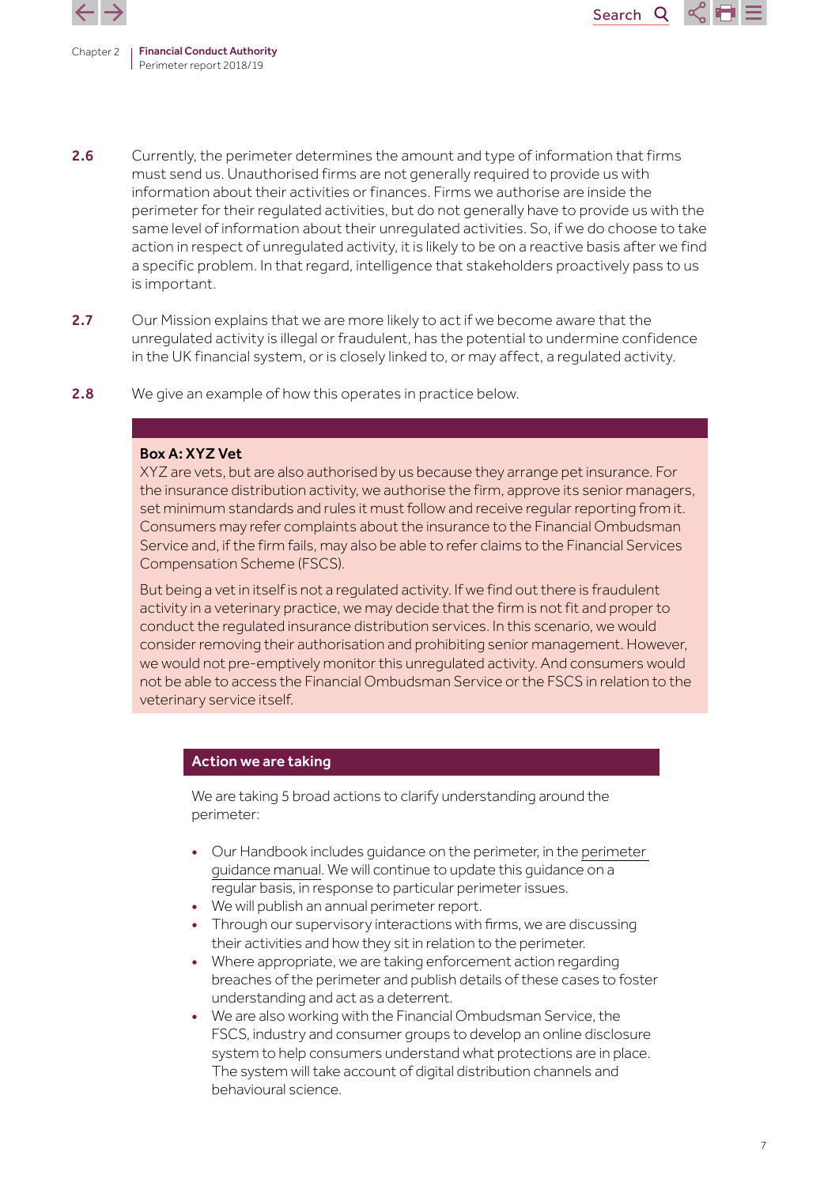**2.6** Currently, the perimeter determines the amount and type of information that firms must send us. Unauthorised firms are not generally required to provide us with information about their activities or finances. Firms we authorise are inside the perimeter for their regulated activities, but do not generally have to provide us with the same level of information about their unregulated activities. So, if we do choose to take action in respect of unregulated activity, it is likely to be on a reactive basis after we find a specific problem. In that regard, intelligence that stakeholders proactively pass to us is important.

**2.7** Our Mission explains that we are more likely to act if we become aware that the unregulated activity is illegal or fraudulent, has the potential to undermine confidence in the UK financial system, or is closely linked to, or may affect, a regulated activity.

**2.8** We give an example of how this operates in practice below.

**Box A: XYZ Vet**

XYZ are vets, but are also authorised by us because they arrange pet insurance. For the insurance distribution activity, we authorise the firm, approve its senior managers, set minimum standards and rules it must follow and receive regular reporting from it. Consumers may refer complaints about the insurance to the Financial Ombudsman Service and, if the firm fails, may also be able to refer claims to the Financial Services Compensation Scheme (FSCS).

But being a vet in itself is not a regulated activity. If we find out there is fraudulent activity in a veterinary practice, we may decide that the firm is not fit and proper to conduct the regulated insurance distribution services. In this scenario, we would consider removing their authorisation and prohibiting senior management. However, we would not pre-emptively monitor this unregulated activity. And consumers would not be able to access the Financial Ombudsman Service or the FSCS in relation to the veterinary service itself.

**Action we are taking**

We are taking 5 broad actions to clarify understanding around the perimeter:

- Our Handbook includes guidance on the perimeter, in the perimeter guidance manual. We will continue to update this guidance on a regular basis, in response to particular perimeter issues.
- We will publish an annual perimeter report.
- Through our supervisory interactions with firms, we are discussing their activities and how they sit in relation to the perimeter.
- Where appropriate, we are taking enforcement action regarding breaches of the perimeter and publish details of these cases to foster understanding and act as a deterrent.
- We are also working with the Financial Ombudsman Service, the FSCS, industry and consumer groups to develop an online disclosure system to help consumers understand what protections are in place. The system will take account of digital distribution channels and behavioural science.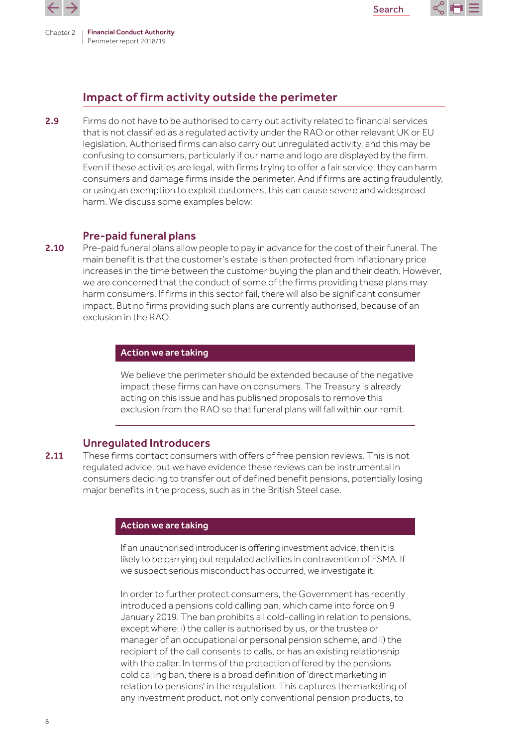## Impact of firm activity outside the perimeter

**2.9** Firms do not have to be authorised to carry out activity related to financial services that is not classified as a regulated activity under the RAO or other relevant UK or EU legislation. Authorised firms can also carry out unregulated activity, and this may be confusing to consumers, particularly if our name and logo are displayed by the firm. Even if these activities are legal, with firms trying to offer a fair service, they can harm consumers and damage firms inside the perimeter. And if firms are acting fraudulently, or using an exemption to exploit customers, this can cause severe and widespread harm. We discuss some examples below:

### Pre-paid funeral plans

**2.10** Pre-paid funeral plans allow people to pay in advance for the cost of their funeral. The main benefit is that the customer's estate is then protected from inflationary price increases in the time between the customer buying the plan and their death. However, we are concerned that the conduct of some of the firms providing these plans may harm consumers. If firms in this sector fail, there will also be significant consumer impact. But no firms providing such plans are currently authorised, because of an exclusion in the RAO.

**Action we are taking**

We believe the perimeter should be extended because of the negative impact these firms can have on consumers. The Treasury is already acting on this issue and has published proposals to remove this exclusion from the RAO so that funeral plans will fall within our remit.

### Unregulated Introducers

**2.11** These firms contact consumers with offers of free pension reviews. This is not regulated advice, but we have evidence these reviews can be instrumental in consumers deciding to transfer out of defined benefit pensions, potentially losing major benefits in the process, such as in the British Steel case.

**Action we are taking**

If an unauthorised introducer is offering investment advice, then it is likely to be carrying out regulated activities in contravention of FSMA. If we suspect serious misconduct has occurred, we investigate it.

In order to further protect consumers, the Government has recently introduced a pensions cold calling ban, which came into force on 9 January 2019. The ban prohibits all cold-calling in relation to pensions, except where: i) the caller is authorised by us, or the trustee or manager of an occupational or personal pension scheme, and ii) the recipient of the call consents to calls, or has an existing relationship with the caller. In terms of the protection offered by the pensions cold calling ban, there is a broad definition of 'direct marketing in relation to pensions' in the regulation. This captures the marketing of any investment product, not only conventional pension products, to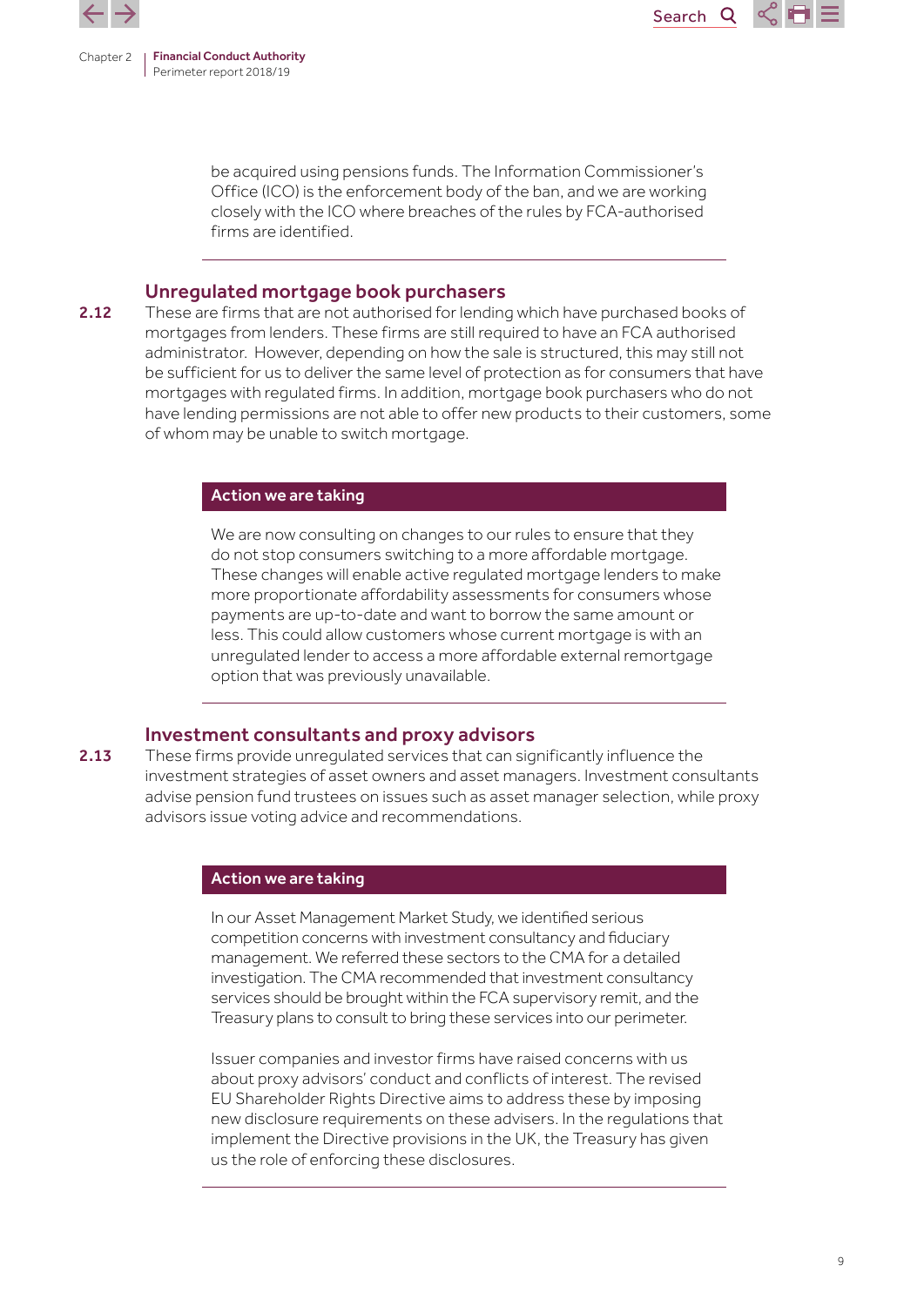be acquired using pensions funds. The Information Commissioner's Office (ICO) is the enforcement body of the ban, and we are working closely with the ICO where breaches of the rules by FCA-authorised firms are identified.

---

### Unregulated mortgage book purchasers

**2.12** These are firms that are not authorised for lending which have purchased books of mortgages from lenders. These firms are still required to have an FCA authorised administrator. However, depending on how the sale is structured, this may still not be sufficient for us to deliver the same level of protection as for consumers that have mortgages with regulated firms. In addition, mortgage book purchasers who do not have lending permissions are not able to offer new products to their customers, some of whom may be unable to switch mortgage.

**Action we are taking**

We are now consulting on changes to our rules to ensure that they do not stop consumers switching to a more affordable mortgage. These changes will enable active regulated mortgage lenders to make more proportionate affordability assessments for consumers whose payments are up-to-date and want to borrow the same amount or less. This could allow customers whose current mortgage is with an unregulated lender to access a more affordable external remortgage option that was previously unavailable.

---

### Investment consultants and proxy advisors

**2.13** These firms provide unregulated services that can significantly influence the investment strategies of asset owners and asset managers. Investment consultants advise pension fund trustees on issues such as asset manager selection, while proxy advisors issue voting advice and recommendations.

**Action we are taking**

In our Asset Management Market Study, we identified serious competition concerns with investment consultancy and fiduciary management. We referred these sectors to the CMA for a detailed investigation. The CMA recommended that investment consultancy services should be brought within the FCA supervisory remit, and the Treasury plans to consult to bring these services into our perimeter.

Issuer companies and investor firms have raised concerns with us about proxy advisors' conduct and conflicts of interest. The revised EU Shareholder Rights Directive aims to address these by imposing new disclosure requirements on these advisers. In the regulations that implement the Directive provisions in the UK, the Treasury has given us the role of enforcing these disclosures.

---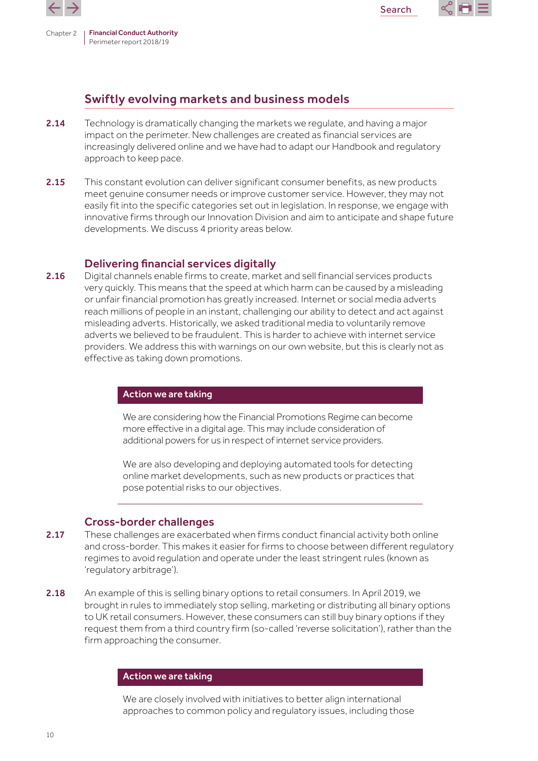## Swiftly evolving markets and business models

**2.14** Technology is dramatically changing the markets we regulate, and having a major impact on the perimeter. New challenges are created as financial services are increasingly delivered online and we have had to adapt our Handbook and regulatory approach to keep pace.

**2.15** This constant evolution can deliver significant consumer benefits, as new products meet genuine consumer needs or improve customer service. However, they may not easily fit into the specific categories set out in legislation. In response, we engage with innovative firms through our Innovation Division and aim to anticipate and shape future developments. We discuss 4 priority areas below.

### Delivering financial services digitally

**2.16** Digital channels enable firms to create, market and sell financial services products very quickly. This means that the speed at which harm can be caused by a misleading or unfair financial promotion has greatly increased. Internet or social media adverts reach millions of people in an instant, challenging our ability to detect and act against misleading adverts. Historically, we asked traditional media to voluntarily remove adverts we believed to be fraudulent. This is harder to achieve with internet service providers. We address this with warnings on our own website, but this is clearly not as effective as taking down promotions.

**Action we are taking**

We are considering how the Financial Promotions Regime can become more effective in a digital age. This may include consideration of additional powers for us in respect of internet service providers.

We are also developing and deploying automated tools for detecting online market developments, such as new products or practices that pose potential risks to our objectives.

### Cross-border challenges

**2.17** These challenges are exacerbated when firms conduct financial activity both online and cross-border. This makes it easier for firms to choose between different regulatory regimes to avoid regulation and operate under the least stringent rules (known as 'regulatory arbitrage').

**2.18** An example of this is selling binary options to retail consumers. In April 2019, we brought in rules to immediately stop selling, marketing or distributing all binary options to UK retail consumers. However, these consumers can still buy binary options if they request them from a third country firm (so-called 'reverse solicitation'), rather than the firm approaching the consumer.

**Action we are taking**

We are closely involved with initiatives to better align international approaches to common policy and regulatory issues, including those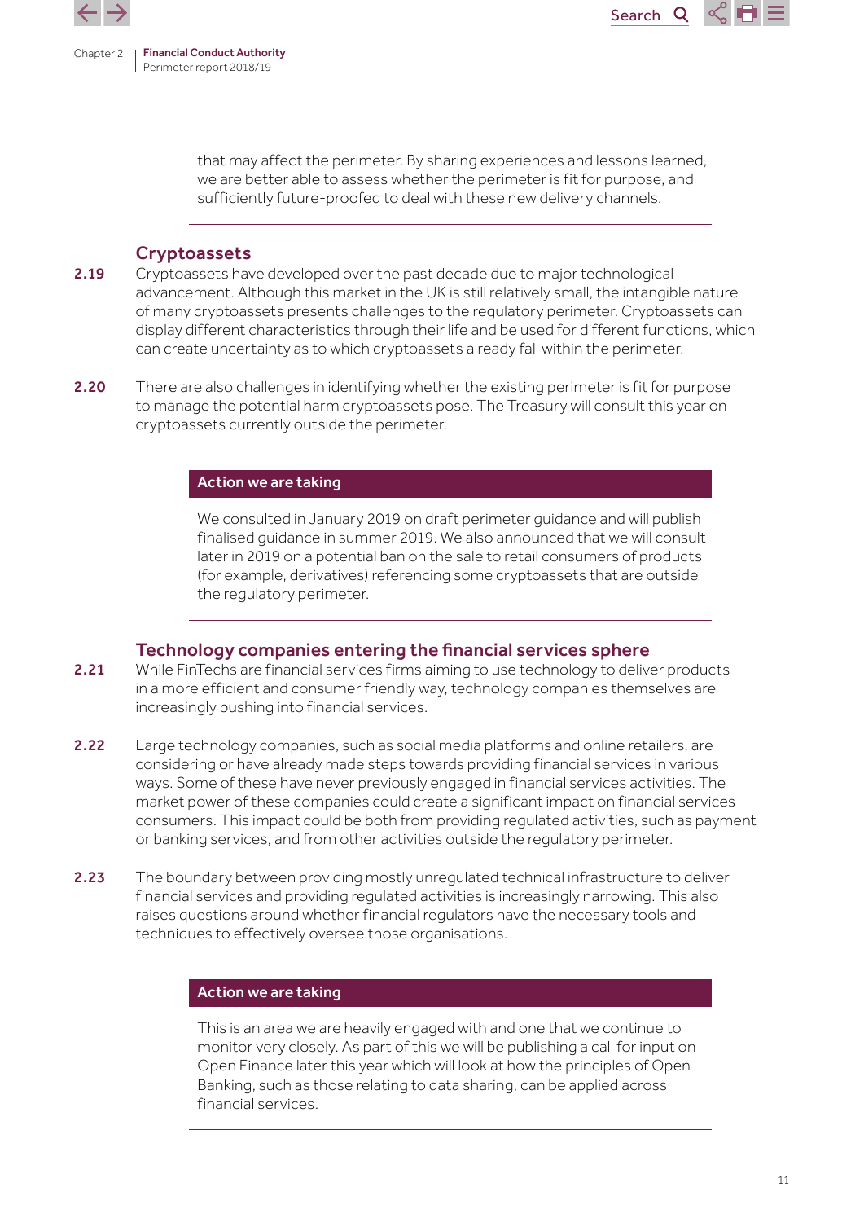that may affect the perimeter. By sharing experiences and lessons learned, we are better able to assess whether the perimeter is fit for purpose, and sufficiently future-proofed to deal with these new delivery channels.

## Cryptoassets

**2.19** Cryptoassets have developed over the past decade due to major technological advancement. Although this market in the UK is still relatively small, the intangible nature of many cryptoassets presents challenges to the regulatory perimeter. Cryptoassets can display different characteristics through their life and be used for different functions, which can create uncertainty as to which cryptoassets already fall within the perimeter.

**2.20** There are also challenges in identifying whether the existing perimeter is fit for purpose to manage the potential harm cryptoassets pose. The Treasury will consult this year on cryptoassets currently outside the perimeter.

### Action we are taking

We consulted in January 2019 on draft perimeter guidance and will publish finalised guidance in summer 2019. We also announced that we will consult later in 2019 on a potential ban on the sale to retail consumers of products (for example, derivatives) referencing some cryptoassets that are outside the regulatory perimeter.

## Technology companies entering the financial services sphere

**2.21** While FinTechs are financial services firms aiming to use technology to deliver products in a more efficient and consumer friendly way, technology companies themselves are increasingly pushing into financial services.

**2.22** Large technology companies, such as social media platforms and online retailers, are considering or have already made steps towards providing financial services in various ways. Some of these have never previously engaged in financial services activities. The market power of these companies could create a significant impact on financial services consumers. This impact could be both from providing regulated activities, such as payment or banking services, and from other activities outside the regulatory perimeter.

**2.23** The boundary between providing mostly unregulated technical infrastructure to deliver financial services and providing regulated activities is increasingly narrowing. This also raises questions around whether financial regulators have the necessary tools and techniques to effectively oversee those organisations.

### Action we are taking

This is an area we are heavily engaged with and one that we continue to monitor very closely. As part of this we will be publishing a call for input on Open Finance later this year which will look at how the principles of Open Banking, such as those relating to data sharing, can be applied across financial services.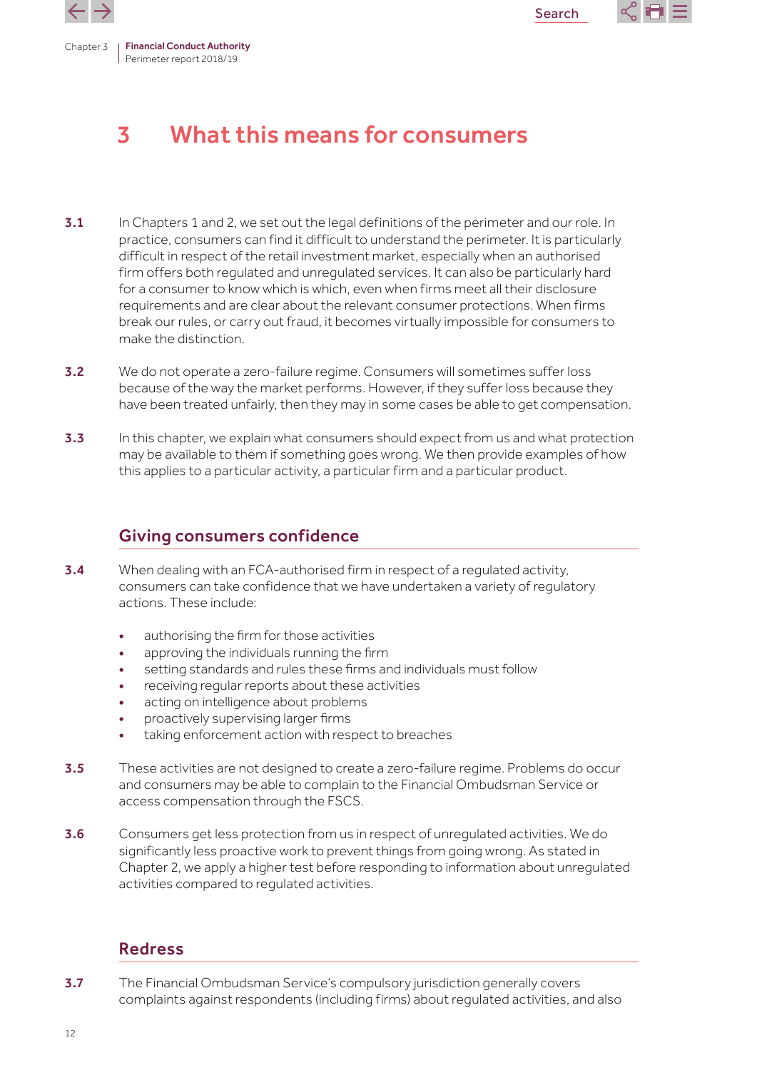# 3 What this means for consumers

3.1 In Chapters 1 and 2, we set out the legal definitions of the perimeter and our role. In practice, consumers can find it difficult to understand the perimeter. It is particularly difficult in respect of the retail investment market, especially when an authorised firm offers both regulated and unregulated services. It can also be particularly hard for a consumer to know which is which, even when firms meet all their disclosure requirements and are clear about the relevant consumer protections. When firms break our rules, or carry out fraud, it becomes virtually impossible for consumers to make the distinction.

3.2 We do not operate a zero-failure regime. Consumers will sometimes suffer loss because of the way the market performs. However, if they suffer loss because they have been treated unfairly, then they may in some cases be able to get compensation.

3.3 In this chapter, we explain what consumers should expect from us and what protection may be available to them if something goes wrong. We then provide examples of how this applies to a particular activity, a particular firm and a particular product.

## Giving consumers confidence

3.4 When dealing with an FCA-authorised firm in respect of a regulated activity, consumers can take confidence that we have undertaken a variety of regulatory actions. These include:

- authorising the firm for those activities
- approving the individuals running the firm
- setting standards and rules these firms and individuals must follow
- receiving regular reports about these activities
- acting on intelligence about problems
- proactively supervising larger firms
- taking enforcement action with respect to breaches

3.5 These activities are not designed to create a zero-failure regime. Problems do occur and consumers may be able to complain to the Financial Ombudsman Service or access compensation through the FSCS.

3.6 Consumers get less protection from us in respect of unregulated activities. We do significantly less proactive work to prevent things from going wrong. As stated in Chapter 2, we apply a higher test before responding to information about unregulated activities compared to regulated activities.

## Redress

3.7 The Financial Ombudsman Service's compulsory jurisdiction generally covers complaints against respondents (including firms) about regulated activities, and also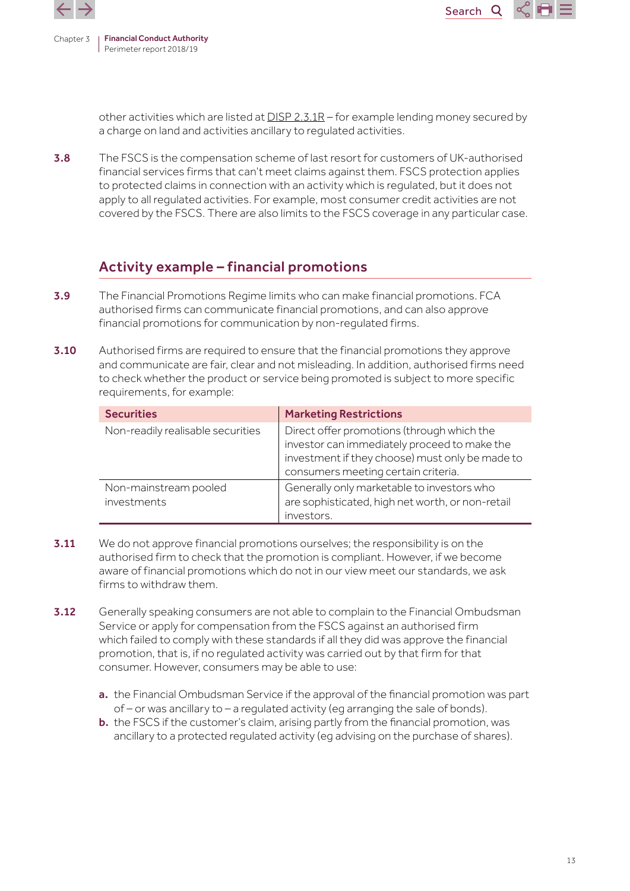other activities which are listed at DISP 2.3.1R – for example lending money secured by a charge on land and activities ancillary to regulated activities.

**3.8** The FSCS is the compensation scheme of last resort for customers of UK-authorised financial services firms that can't meet claims against them. FSCS protection applies to protected claims in connection with an activity which is regulated, but it does not apply to all regulated activities. For example, most consumer credit activities are not covered by the FSCS. There are also limits to the FSCS coverage in any particular case.

## Activity example – financial promotions

**3.9** The Financial Promotions Regime limits who can make financial promotions. FCA authorised firms can communicate financial promotions, and can also approve financial promotions for communication by non-regulated firms.

**3.10** Authorised firms are required to ensure that the financial promotions they approve and communicate are fair, clear and not misleading. In addition, authorised firms need to check whether the product or service being promoted is subject to more specific requirements, for example:

| Securities | Marketing Restrictions |
|---|---|
| Non-readily realisable securities | Direct offer promotions (through which the investor can immediately proceed to make the investment if they choose) must only be made to consumers meeting certain criteria. |
| Non-mainstream pooled investments | Generally only marketable to investors who are sophisticated, high net worth, or non-retail investors. |

**3.11** We do not approve financial promotions ourselves; the responsibility is on the authorised firm to check that the promotion is compliant. However, if we become aware of financial promotions which do not in our view meet our standards, we ask firms to withdraw them.

**3.12** Generally speaking consumers are not able to complain to the Financial Ombudsman Service or apply for compensation from the FSCS against an authorised firm which failed to comply with these standards if all they did was approve the financial promotion, that is, if no regulated activity was carried out by that firm for that consumer. However, consumers may be able to use:

**a.** the Financial Ombudsman Service if the approval of the financial promotion was part of – or was ancillary to – a regulated activity (eg arranging the sale of bonds).

**b.** the FSCS if the customer's claim, arising partly from the financial promotion, was ancillary to a protected regulated activity (eg advising on the purchase of shares).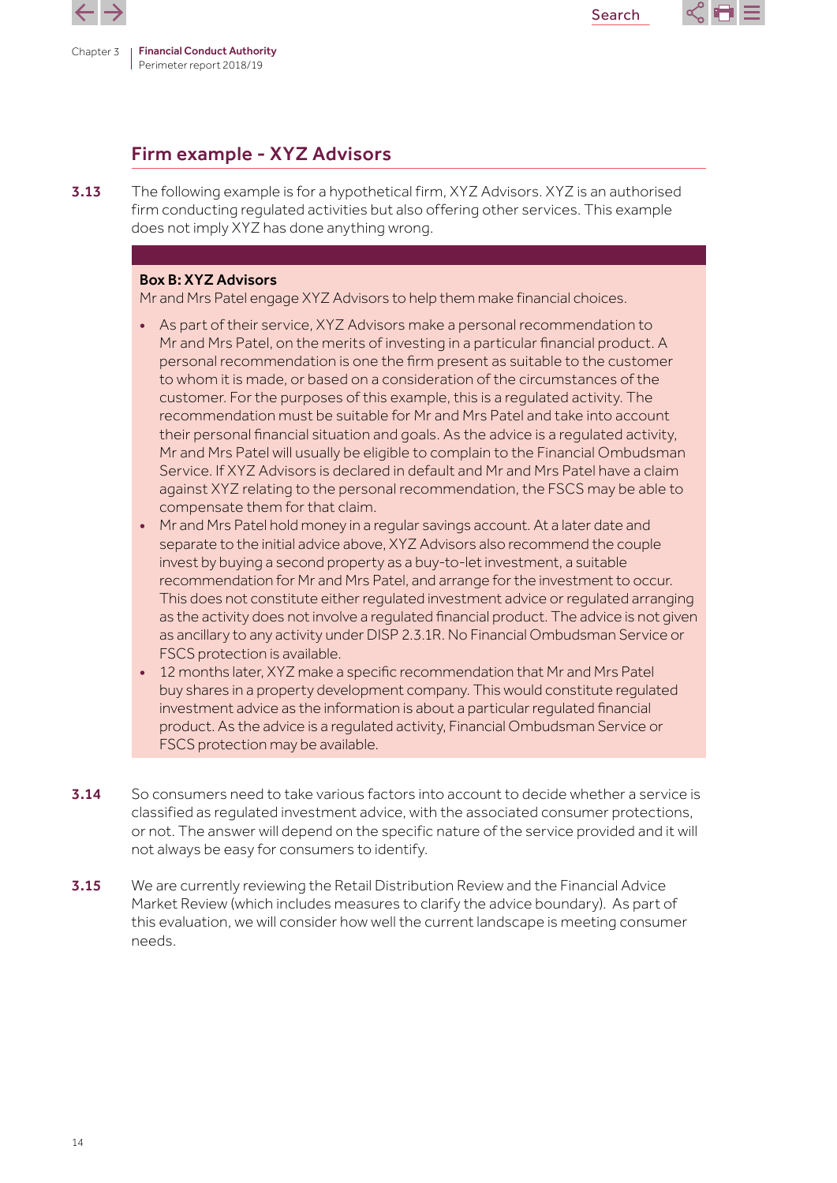## Firm example - XYZ Advisors

**3.13** The following example is for a hypothetical firm, XYZ Advisors. XYZ is an authorised firm conducting regulated activities but also offering other services. This example does not imply XYZ has done anything wrong.

**Box B: XYZ Advisors**

Mr and Mrs Patel engage XYZ Advisors to help them make financial choices.

- As part of their service, XYZ Advisors make a personal recommendation to Mr and Mrs Patel, on the merits of investing in a particular financial product. A personal recommendation is one the firm present as suitable to the customer to whom it is made, or based on a consideration of the circumstances of the customer. For the purposes of this example, this is a regulated activity. The recommendation must be suitable for Mr and Mrs Patel and take into account their personal financial situation and goals. As the advice is a regulated activity, Mr and Mrs Patel will usually be eligible to complain to the Financial Ombudsman Service. If XYZ Advisors is declared in default and Mr and Mrs Patel have a claim against XYZ relating to the personal recommendation, the FSCS may be able to compensate them for that claim.
- Mr and Mrs Patel hold money in a regular savings account. At a later date and separate to the initial advice above, XYZ Advisors also recommend the couple invest by buying a second property as a buy-to-let investment, a suitable recommendation for Mr and Mrs Patel, and arrange for the investment to occur. This does not constitute either regulated investment advice or regulated arranging as the activity does not involve a regulated financial product. The advice is not given as ancillary to any activity under DISP 2.3.1R. No Financial Ombudsman Service or FSCS protection is available.
- 12 months later, XYZ make a specific recommendation that Mr and Mrs Patel buy shares in a property development company. This would constitute regulated investment advice as the information is about a particular regulated financial product. As the advice is a regulated activity, Financial Ombudsman Service or FSCS protection may be available.

**3.14** So consumers need to take various factors into account to decide whether a service is classified as regulated investment advice, with the associated consumer protections, or not. The answer will depend on the specific nature of the service provided and it will not always be easy for consumers to identify.

**3.15** We are currently reviewing the Retail Distribution Review and the Financial Advice Market Review (which includes measures to clarify the advice boundary). As part of this evaluation, we will consider how well the current landscape is meeting consumer needs.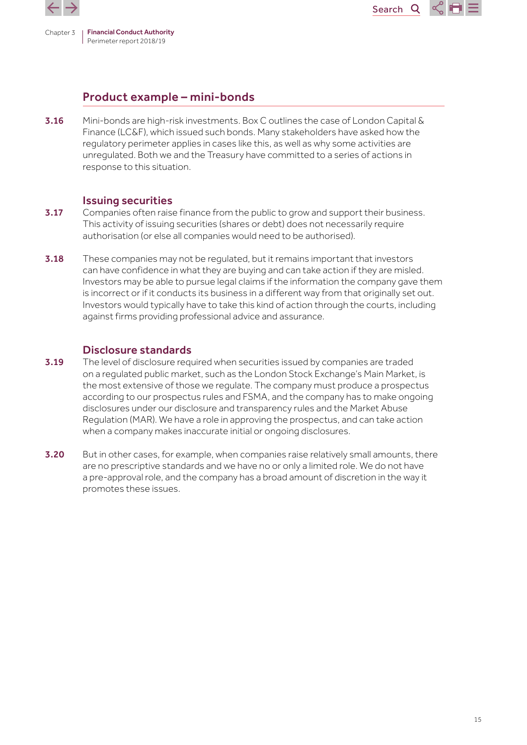## Product example – mini-bonds

**3.16** Mini-bonds are high-risk investments. Box C outlines the case of London Capital & Finance (LC&F), which issued such bonds. Many stakeholders have asked how the regulatory perimeter applies in cases like this, as well as why some activities are unregulated. Both we and the Treasury have committed to a series of actions in response to this situation.

### Issuing securities

**3.17** Companies often raise finance from the public to grow and support their business. This activity of issuing securities (shares or debt) does not necessarily require authorisation (or else all companies would need to be authorised).

**3.18** These companies may not be regulated, but it remains important that investors can have confidence in what they are buying and can take action if they are misled. Investors may be able to pursue legal claims if the information the company gave them is incorrect or if it conducts its business in a different way from that originally set out. Investors would typically have to take this kind of action through the courts, including against firms providing professional advice and assurance.

### Disclosure standards

**3.19** The level of disclosure required when securities issued by companies are traded on a regulated public market, such as the London Stock Exchange's Main Market, is the most extensive of those we regulate. The company must produce a prospectus according to our prospectus rules and FSMA, and the company has to make ongoing disclosures under our disclosure and transparency rules and the Market Abuse Regulation (MAR). We have a role in approving the prospectus, and can take action when a company makes inaccurate initial or ongoing disclosures.

**3.20** But in other cases, for example, when companies raise relatively small amounts, there are no prescriptive standards and we have no or only a limited role. We do not have a pre-approval role, and the company has a broad amount of discretion in the way it promotes these issues.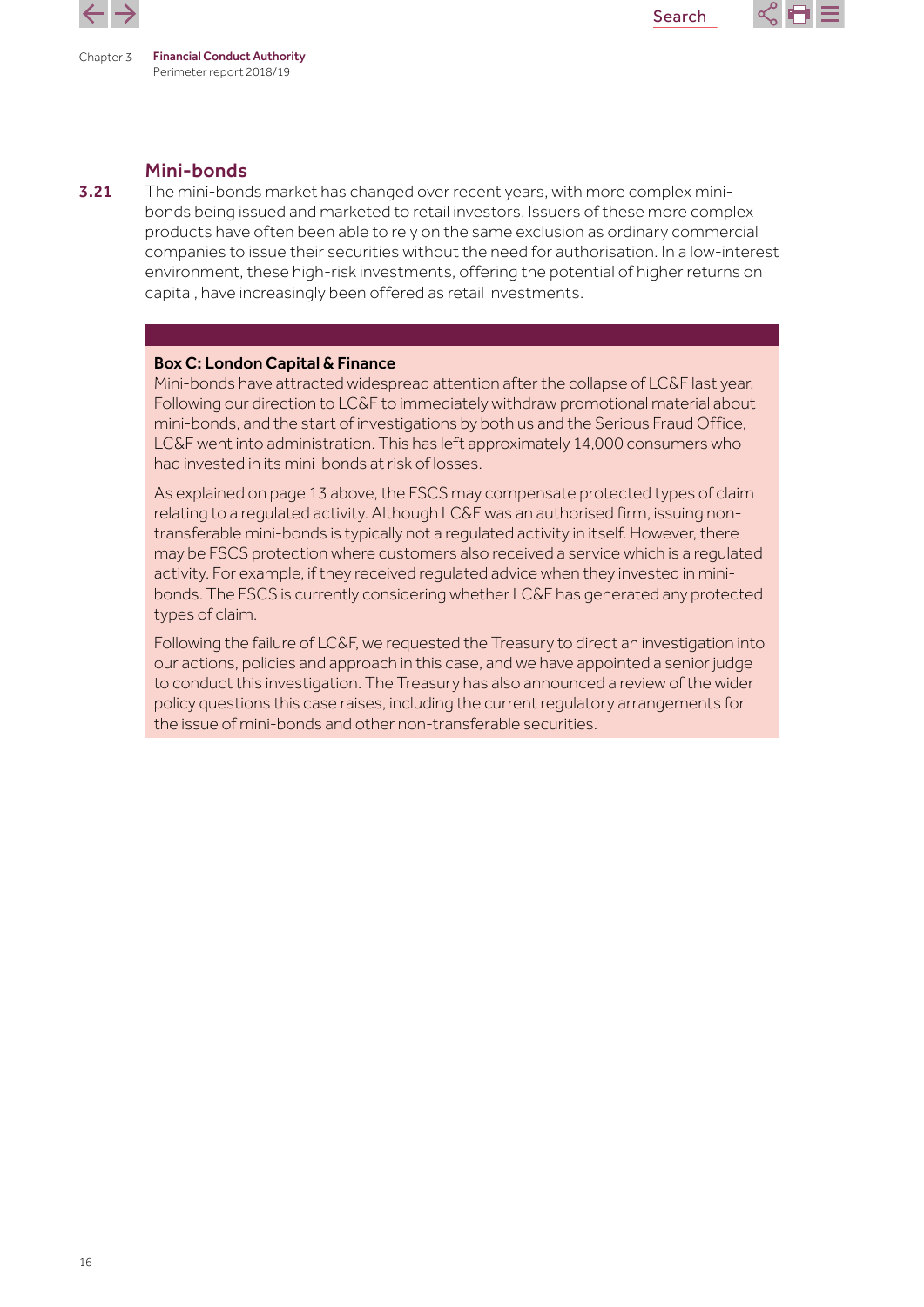## Mini-bonds

**3.21** The mini-bonds market has changed over recent years, with more complex mini-bonds being issued and marketed to retail investors. Issuers of these more complex products have often been able to rely on the same exclusion as ordinary commercial companies to issue their securities without the need for authorisation. In a low-interest environment, these high-risk investments, offering the potential of higher returns on capital, have increasingly been offered as retail investments.

**Box C: London Capital & Finance**

Mini-bonds have attracted widespread attention after the collapse of LC&F last year. Following our direction to LC&F to immediately withdraw promotional material about mini-bonds, and the start of investigations by both us and the Serious Fraud Office, LC&F went into administration. This has left approximately 14,000 consumers who had invested in its mini-bonds at risk of losses.

As explained on page 13 above, the FSCS may compensate protected types of claim relating to a regulated activity. Although LC&F was an authorised firm, issuing non-transferable mini-bonds is typically not a regulated activity in itself. However, there may be FSCS protection where customers also received a service which is a regulated activity. For example, if they received regulated advice when they invested in mini-bonds. The FSCS is currently considering whether LC&F has generated any protected types of claim.

Following the failure of LC&F, we requested the Treasury to direct an investigation into our actions, policies and approach in this case, and we have appointed a senior judge to conduct this investigation. The Treasury has also announced a review of the wider policy questions this case raises, including the current regulatory arrangements for the issue of mini-bonds and other non-transferable securities.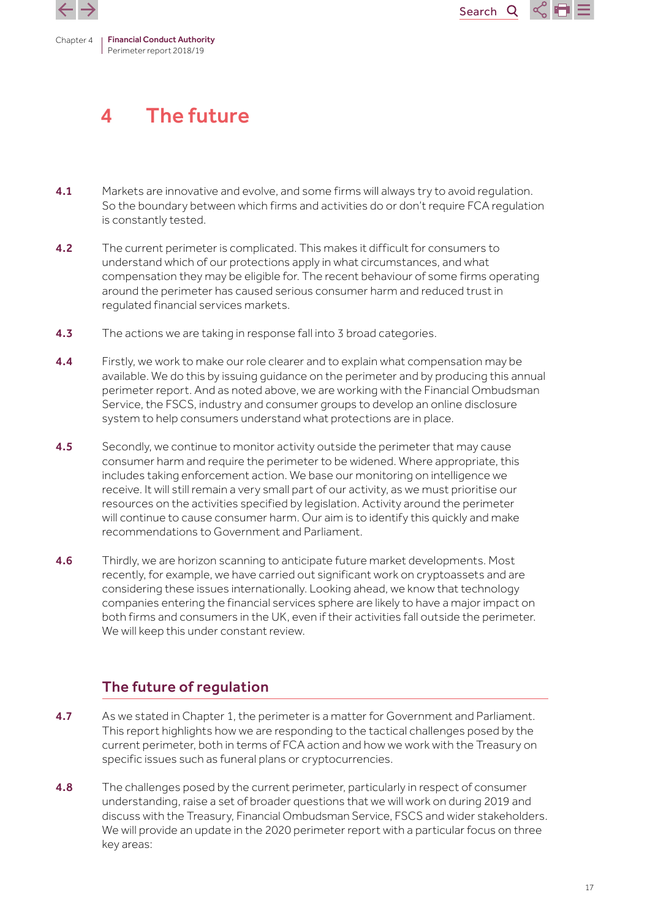# 4 The future

**4.1** Markets are innovative and evolve, and some firms will always try to avoid regulation. So the boundary between which firms and activities do or don't require FCA regulation is constantly tested.

**4.2** The current perimeter is complicated. This makes it difficult for consumers to understand which of our protections apply in what circumstances, and what compensation they may be eligible for. The recent behaviour of some firms operating around the perimeter has caused serious consumer harm and reduced trust in regulated financial services markets.

**4.3** The actions we are taking in response fall into 3 broad categories.

**4.4** Firstly, we work to make our role clearer and to explain what compensation may be available. We do this by issuing guidance on the perimeter and by producing this annual perimeter report. And as noted above, we are working with the Financial Ombudsman Service, the FSCS, industry and consumer groups to develop an online disclosure system to help consumers understand what protections are in place.

**4.5** Secondly, we continue to monitor activity outside the perimeter that may cause consumer harm and require the perimeter to be widened. Where appropriate, this includes taking enforcement action. We base our monitoring on intelligence we receive. It will still remain a very small part of our activity, as we must prioritise our resources on the activities specified by legislation. Activity around the perimeter will continue to cause consumer harm. Our aim is to identify this quickly and make recommendations to Government and Parliament.

**4.6** Thirdly, we are horizon scanning to anticipate future market developments. Most recently, for example, we have carried out significant work on cryptoassets and are considering these issues internationally. Looking ahead, we know that technology companies entering the financial services sphere are likely to have a major impact on both firms and consumers in the UK, even if their activities fall outside the perimeter. We will keep this under constant review.

## The future of regulation

**4.7** As we stated in Chapter 1, the perimeter is a matter for Government and Parliament. This report highlights how we are responding to the tactical challenges posed by the current perimeter, both in terms of FCA action and how we work with the Treasury on specific issues such as funeral plans or cryptocurrencies.

**4.8** The challenges posed by the current perimeter, particularly in respect of consumer understanding, raise a set of broader questions that we will work on during 2019 and discuss with the Treasury, Financial Ombudsman Service, FSCS and wider stakeholders. We will provide an update in the 2020 perimeter report with a particular focus on three key areas: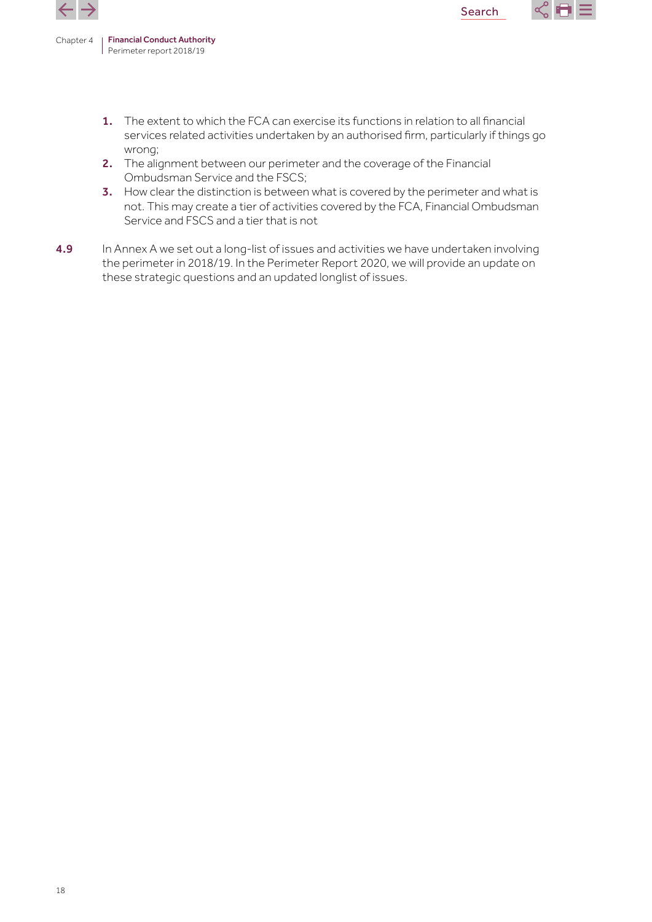1. The extent to which the FCA can exercise its functions in relation to all financial services related activities undertaken by an authorised firm, particularly if things go wrong;
2. The alignment between our perimeter and the coverage of the Financial Ombudsman Service and the FSCS;
3. How clear the distinction is between what is covered by the perimeter and what is not. This may create a tier of activities covered by the FCA, Financial Ombudsman Service and FSCS and a tier that is not

**4.9** In Annex A we set out a long-list of issues and activities we have undertaken involving the perimeter in 2018/19. In the Perimeter Report 2020, we will provide an update on these strategic questions and an updated longlist of issues.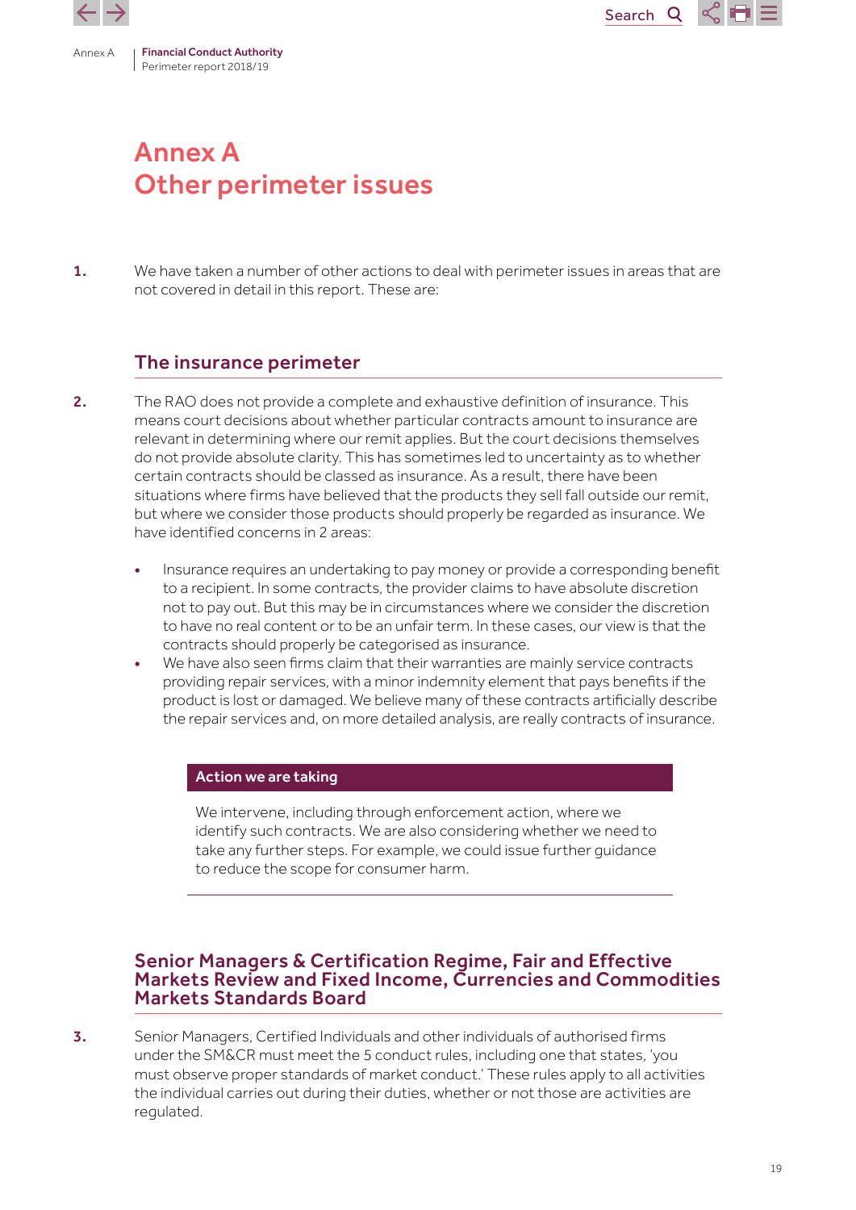# Annex A
# Other perimeter issues

**1.** We have taken a number of other actions to deal with perimeter issues in areas that are not covered in detail in this report. These are:

## The insurance perimeter

**2.** The RAO does not provide a complete and exhaustive definition of insurance. This means court decisions about whether particular contracts amount to insurance are relevant in determining where our remit applies. But the court decisions themselves do not provide absolute clarity. This has sometimes led to uncertainty as to whether certain contracts should be classed as insurance. As a result, there have been situations where firms have believed that the products they sell fall outside our remit, but where we consider those products should properly be regarded as insurance. We have identified concerns in 2 areas:

- Insurance requires an undertaking to pay money or provide a corresponding benefit to a recipient. In some contracts, the provider claims to have absolute discretion not to pay out. But this may be in circumstances where we consider the discretion to have no real content or to be an unfair term. In these cases, our view is that the contracts should properly be categorised as insurance.
- We have also seen firms claim that their warranties are mainly service contracts providing repair services, with a minor indemnity element that pays benefits if the product is lost or damaged. We believe many of these contracts artificially describe the repair services and, on more detailed analysis, are really contracts of insurance.

**Action we are taking**

We intervene, including through enforcement action, where we identify such contracts. We are also considering whether we need to take any further steps. For example, we could issue further guidance to reduce the scope for consumer harm.

## Senior Managers & Certification Regime, Fair and Effective Markets Review and Fixed Income, Currencies and Commodities Markets Standards Board

**3.** Senior Managers, Certified Individuals and other individuals of authorised firms under the SM&CR must meet the 5 conduct rules, including one that states, 'you must observe proper standards of market conduct.' These rules apply to all activities the individual carries out during their duties, whether or not those are activities are regulated.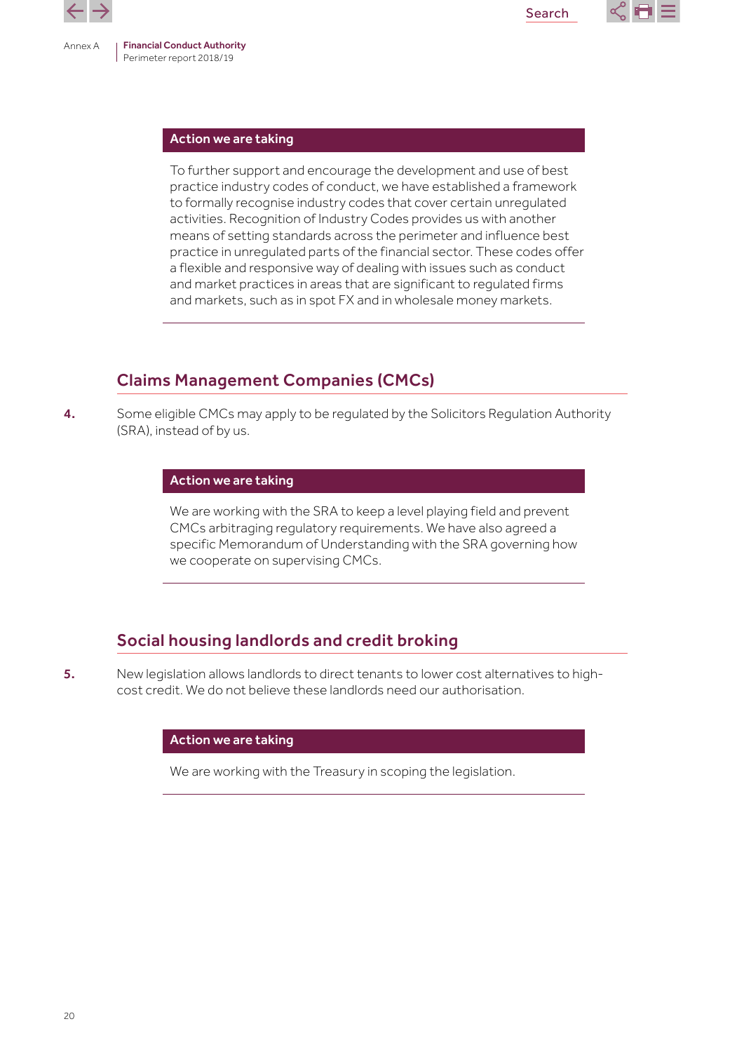**Action we are taking**

To further support and encourage the development and use of best practice industry codes of conduct, we have established a framework to formally recognise industry codes that cover certain unregulated activities. Recognition of Industry Codes provides us with another means of setting standards across the perimeter and influence best practice in unregulated parts of the financial sector. These codes offer a flexible and responsive way of dealing with issues such as conduct and market practices in areas that are significant to regulated firms and markets, such as in spot FX and in wholesale money markets.

## Claims Management Companies (CMCs)

**4.** Some eligible CMCs may apply to be regulated by the Solicitors Regulation Authority (SRA), instead of by us.

**Action we are taking**

We are working with the SRA to keep a level playing field and prevent CMCs arbitraging regulatory requirements. We have also agreed a specific Memorandum of Understanding with the SRA governing how we cooperate on supervising CMCs.

## Social housing landlords and credit broking

**5.** New legislation allows landlords to direct tenants to lower cost alternatives to high-cost credit. We do not believe these landlords need our authorisation.

**Action we are taking**

We are working with the Treasury in scoping the legislation.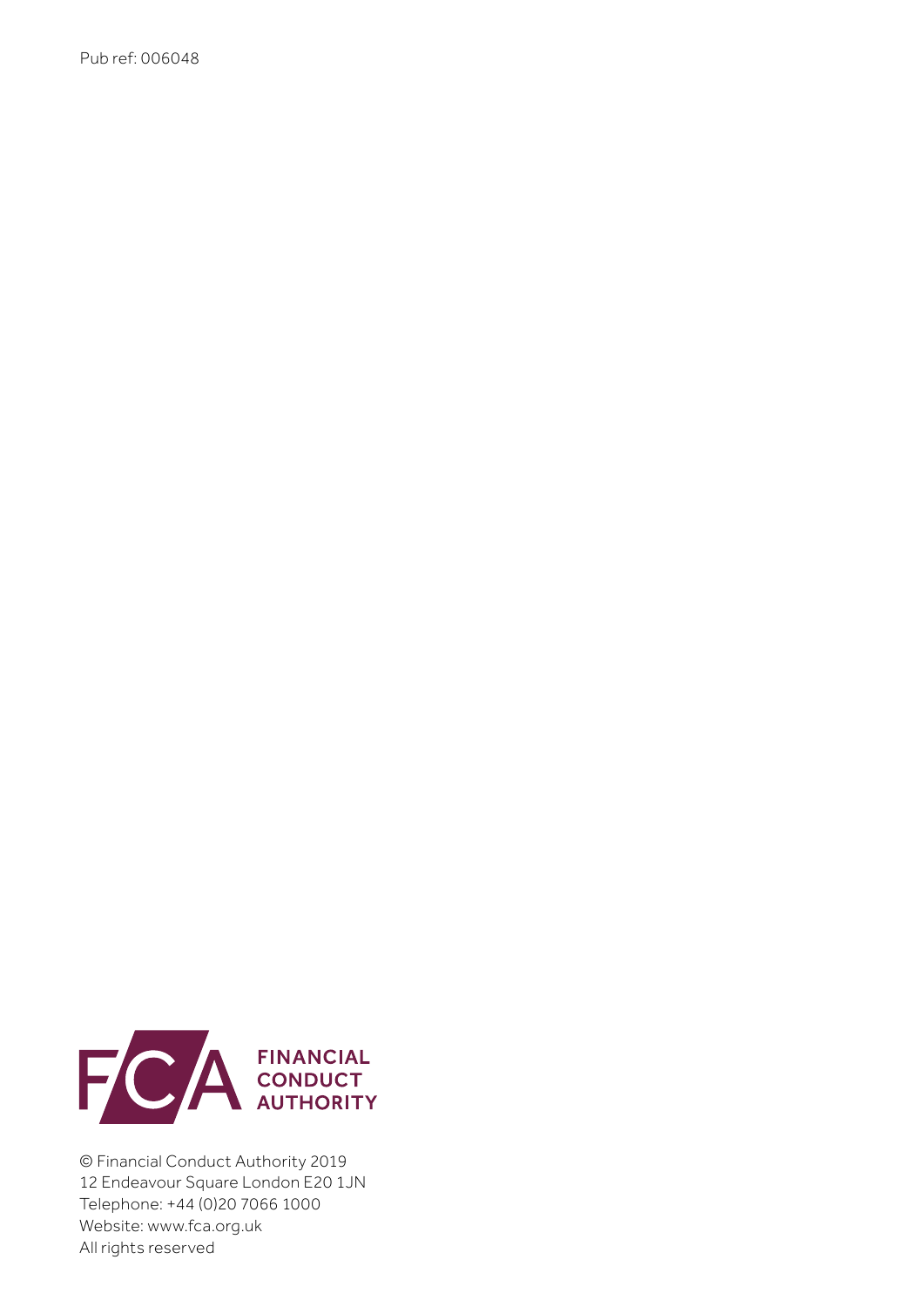Pub ref: 006048

FINANCIAL
CONDUCT
AUTHORITY

© Financial Conduct Authority 2019
12 Endeavour Square London E20 1JN
Telephone: +44 (0)20 7066 1000
Website: www.fca.org.uk
All rights reserved